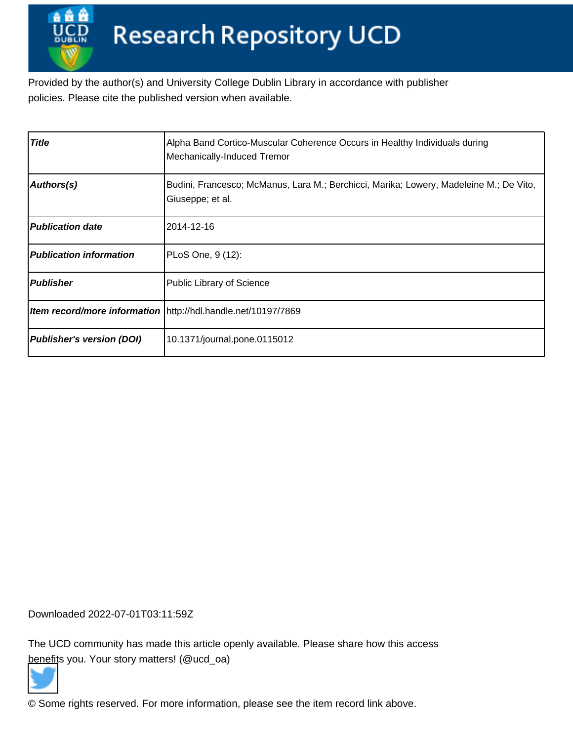# Research Repository UCD

Provided by the author(s) and University College Dublin Library in accordance with publisher policies. Please cite the published version when available.

| | |
|---|---|
| ***Title*** | Alpha Band Cortico-Muscular Coherence Occurs in Healthy Individuals during Mechanically-Induced Tremor |
| ***Authors(s)*** | Budini, Francesco; McManus, Lara M.; Berchicci, Marika; Lowery, Madeleine M.; De Vito, Giuseppe; et al. |
| ***Publication date*** | 2014-12-16 |
| ***Publication information*** | PLoS One, 9 (12): |
| ***Publisher*** | Public Library of Science |
| ***Item record/more information*** | http://hdl.handle.net/10197/7869 |
| ***Publisher's version (DOI)*** | 10.1371/journal.pone.0115012 |

Downloaded 2022-07-01T03:11:59Z

The UCD community has made this article openly available. Please share how this access benefits you. Your story matters! (@ucd_oa)

© Some rights reserved. For more information, please see the item record link above.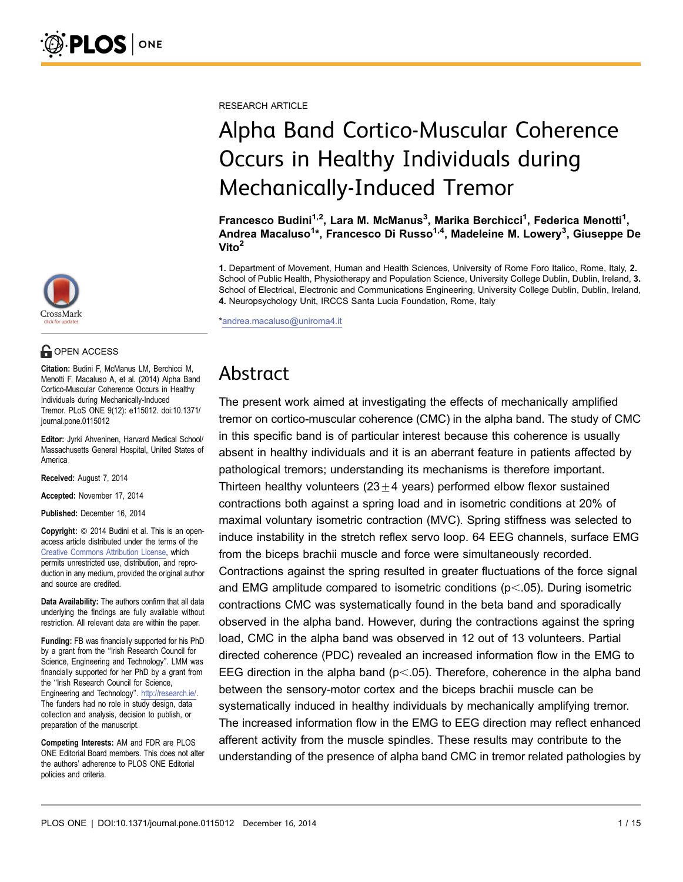RESEARCH ARTICLE

# Alpha Band Cortico-Muscular Coherence Occurs in Healthy Individuals during Mechanically-Induced Tremor

**Francesco Budini[1,2], Lara M. McManus[3], Marika Berchicci[1], Federica Menotti[1], Andrea Macaluso[1]*, Francesco Di Russo[1,4], Madeleine M. Lowery[3], Giuseppe De Vito[2]**

**1.** Department of Movement, Human and Health Sciences, University of Rome Foro Italico, Rome, Italy, **2.** School of Public Health, Physiotherapy and Population Science, University College Dublin, Dublin, Ireland, **3.** School of Electrical, Electronic and Communications Engineering, University College Dublin, Dublin, Ireland, **4.** Neuropsychology Unit, IRCCS Santa Lucia Foundation, Rome, Italy

*andrea.macaluso@uniroma4.it

OPEN ACCESS

**Citation:** Budini F, McManus LM, Berchicci M, Menotti F, Macaluso A, et al. (2014) Alpha Band Cortico-Muscular Coherence Occurs in Healthy Individuals during Mechanically-Induced Tremor. PLoS ONE 9(12): e115012. doi:10.1371/journal.pone.0115012

**Editor:** Jyrki Ahveninen, Harvard Medical School/Massachusetts General Hospital, United States of America

**Received:** August 7, 2014

**Accepted:** November 17, 2014

**Published:** December 16, 2014

**Copyright:** © 2014 Budini et al. This is an open-access article distributed under the terms of the Creative Commons Attribution License, which permits unrestricted use, distribution, and reproduction in any medium, provided the original author and source are credited.

**Data Availability:** The authors confirm that all data underlying the findings are fully available without restriction. All relevant data are within the paper.

**Funding:** FB was financially supported for his PhD by a grant from the "Irish Research Council for Science, Engineering and Technology". LMM was financially supported for her PhD by a grant from the "Irish Research Council for Science, Engineering and Technology". http://research.ie/. The funders had no role in study design, data collection and analysis, decision to publish, or preparation of the manuscript.

**Competing Interests:** AM and FDR are PLOS ONE Editorial Board members. This does not alter the authors' adherence to PLOS ONE Editorial policies and criteria.

## Abstract

The present work aimed at investigating the effects of mechanically amplified tremor on cortico-muscular coherence (CMC) in the alpha band. The study of CMC in this specific band is of particular interest because this coherence is usually absent in healthy individuals and it is an aberrant feature in patients affected by pathological tremors; understanding its mechanisms is therefore important. Thirteen healthy volunteers ($23 \pm 4$ years) performed elbow flexor sustained contractions both against a spring load and in isometric conditions at 20% of maximal voluntary isometric contraction (MVC). Spring stiffness was selected to induce instability in the stretch reflex servo loop. 64 EEG channels, surface EMG from the biceps brachii muscle and force were simultaneously recorded. Contractions against the spring resulted in greater fluctuations of the force signal and EMG amplitude compared to isometric conditions ($p < .05$). During isometric contractions CMC was systematically found in the beta band and sporadically observed in the alpha band. However, during the contractions against the spring load, CMC in the alpha band was observed in 12 out of 13 volunteers. Partial directed coherence (PDC) revealed an increased information flow in the EMG to EEG direction in the alpha band ($p < .05$). Therefore, coherence in the alpha band between the sensory-motor cortex and the biceps brachii muscle can be systematically induced in healthy individuals by mechanically amplifying tremor. The increased information flow in the EMG to EEG direction may reflect enhanced afferent activity from the muscle spindles. These results may contribute to the understanding of the presence of alpha band CMC in tremor related pathologies by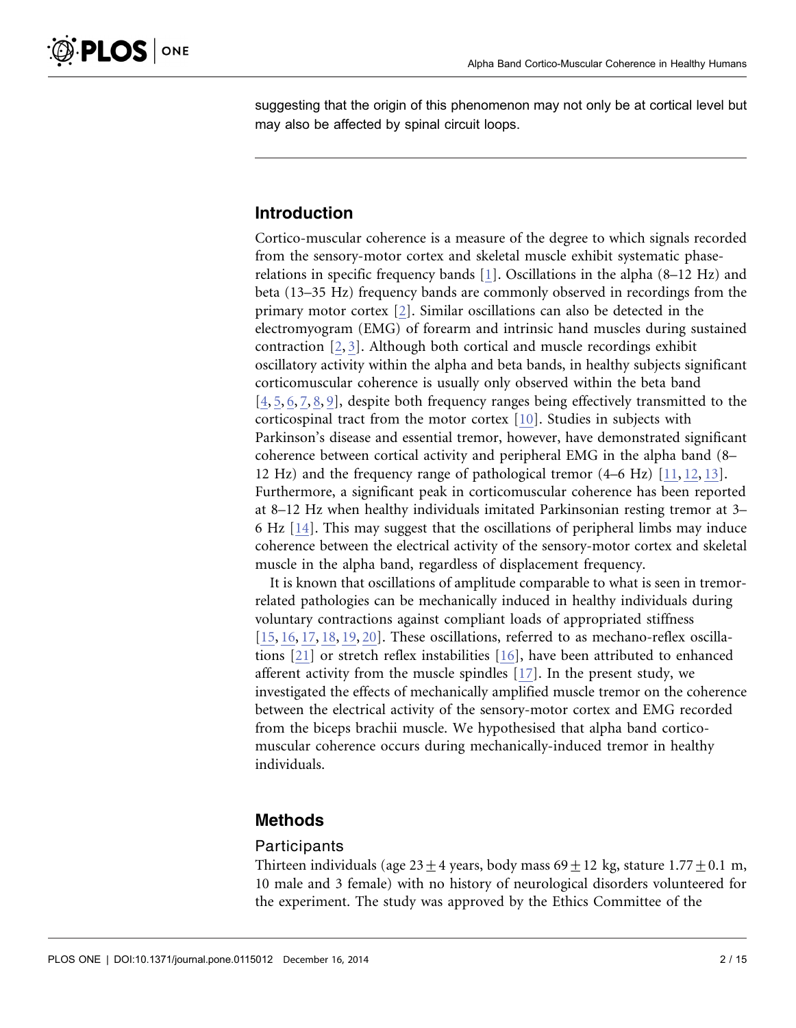suggesting that the origin of this phenomenon may not only be at cortical level but may also be affected by spinal circuit loops.

## Introduction

Cortico-muscular coherence is a measure of the degree to which signals recorded from the sensory-motor cortex and skeletal muscle exhibit systematic phase-relations in specific frequency bands [1]. Oscillations in the alpha (8–12 Hz) and beta (13–35 Hz) frequency bands are commonly observed in recordings from the primary motor cortex [2]. Similar oscillations can also be detected in the electromyogram (EMG) of forearm and intrinsic hand muscles during sustained contraction [2, 3]. Although both cortical and muscle recordings exhibit oscillatory activity within the alpha and beta bands, in healthy subjects significant corticomuscular coherence is usually only observed within the beta band [4, 5, 6, 7, 8, 9], despite both frequency ranges being effectively transmitted to the corticospinal tract from the motor cortex [10]. Studies in subjects with Parkinson's disease and essential tremor, however, have demonstrated significant coherence between cortical activity and peripheral EMG in the alpha band (8–12 Hz) and the frequency range of pathological tremor (4–6 Hz) [11, 12, 13]. Furthermore, a significant peak in corticomuscular coherence has been reported at 8–12 Hz when healthy individuals imitated Parkinsonian resting tremor at 3–6 Hz [14]. This may suggest that the oscillations of peripheral limbs may induce coherence between the electrical activity of the sensory-motor cortex and skeletal muscle in the alpha band, regardless of displacement frequency.

It is known that oscillations of amplitude comparable to what is seen in tremor-related pathologies can be mechanically induced in healthy individuals during voluntary contractions against compliant loads of appropriated stiffness [15, 16, 17, 18, 19, 20]. These oscillations, referred to as mechano-reflex oscillations [21] or stretch reflex instabilities [16], have been attributed to enhanced afferent activity from the muscle spindles [17]. In the present study, we investigated the effects of mechanically amplified muscle tremor on the coherence between the electrical activity of the sensory-motor cortex and EMG recorded from the biceps brachii muscle. We hypothesised that alpha band cortico-muscular coherence occurs during mechanically-induced tremor in healthy individuals.

## Methods

### Participants

Thirteen individuals (age $23 \pm 4$ years, body mass $69 \pm 12$ kg, stature $1.77 \pm 0.1$ m, 10 male and 3 female) with no history of neurological disorders volunteered for the experiment. The study was approved by the Ethics Committee of the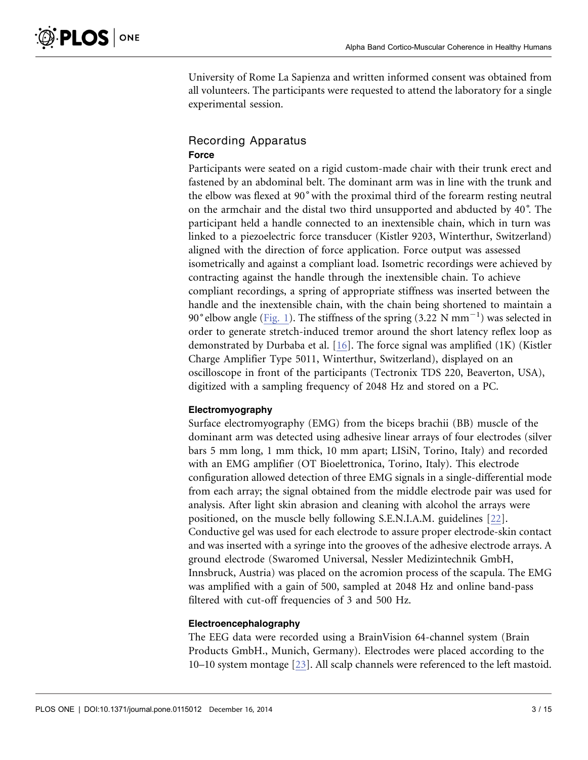University of Rome La Sapienza and written informed consent was obtained from all volunteers. The participants were requested to attend the laboratory for a single experimental session.

## Recording Apparatus

### Force

Participants were seated on a rigid custom-made chair with their trunk erect and fastened by an abdominal belt. The dominant arm was in line with the trunk and the elbow was flexed at 90° with the proximal third of the forearm resting neutral on the armchair and the distal two third unsupported and abducted by 40°. The participant held a handle connected to an inextensible chain, which in turn was linked to a piezoelectric force transducer (Kistler 9203, Winterthur, Switzerland) aligned with the direction of force application. Force output was assessed isometrically and against a compliant load. Isometric recordings were achieved by contracting against the handle through the inextensible chain. To achieve compliant recordings, a spring of appropriate stiffness was inserted between the handle and the inextensible chain, with the chain being shortened to maintain a 90° elbow angle (Fig. 1). The stiffness of the spring (3.22 N $mm^{-1}$) was selected in order to generate stretch-induced tremor around the short latency reflex loop as demonstrated by Durbaba et al. [16]. The force signal was amplified (1K) (Kistler Charge Amplifier Type 5011, Winterthur, Switzerland), displayed on an oscilloscope in front of the participants (Tectronix TDS 220, Beaverton, USA), digitized with a sampling frequency of 2048 Hz and stored on a PC.

### Electromyography

Surface electromyography (EMG) from the biceps brachii (BB) muscle of the dominant arm was detected using adhesive linear arrays of four electrodes (silver bars 5 mm long, 1 mm thick, 10 mm apart; LISiN, Torino, Italy) and recorded with an EMG amplifier (OT Bioelettronica, Torino, Italy). This electrode configuration allowed detection of three EMG signals in a single-differential mode from each array; the signal obtained from the middle electrode pair was used for analysis. After light skin abrasion and cleaning with alcohol the arrays were positioned, on the muscle belly following S.E.N.I.A.M. guidelines [22]. Conductive gel was used for each electrode to assure proper electrode-skin contact and was inserted with a syringe into the grooves of the adhesive electrode arrays. A ground electrode (Swaromed Universal, Nessler Medizintechnik GmbH, Innsbruck, Austria) was placed on the acromion process of the scapula. The EMG was amplified with a gain of 500, sampled at 2048 Hz and online band-pass filtered with cut-off frequencies of 3 and 500 Hz.

### Electroencephalography

The EEG data were recorded using a BrainVision 64-channel system (Brain Products GmbH., Munich, Germany). Electrodes were placed according to the 10–10 system montage [23]. All scalp channels were referenced to the left mastoid.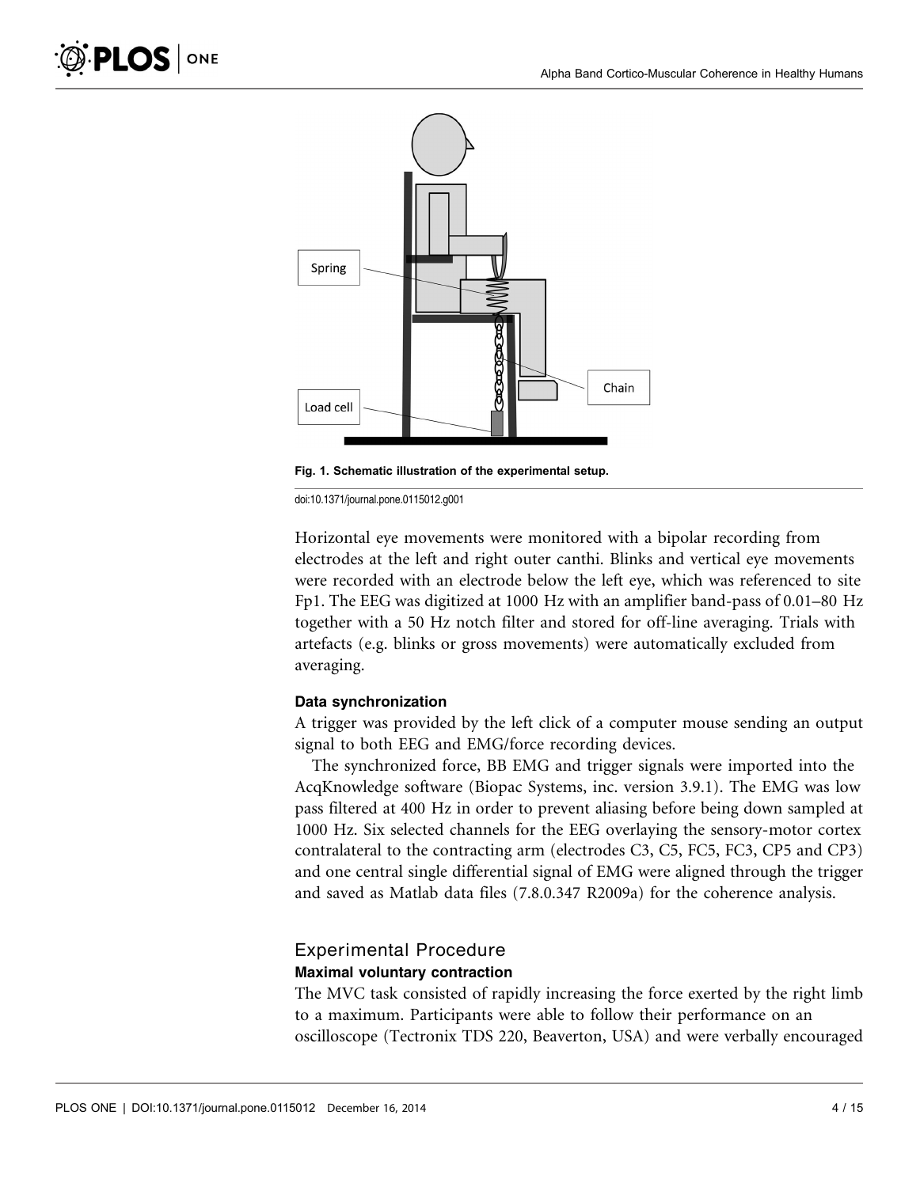Fig. 1. Schematic illustration of the experimental setup.

doi:10.1371/journal.pone.0115012.g001

Horizontal eye movements were monitored with a bipolar recording from electrodes at the left and right outer canthi. Blinks and vertical eye movements were recorded with an electrode below the left eye, which was referenced to site Fp1. The EEG was digitized at 1000 Hz with an amplifier band-pass of 0.01–80 Hz together with a 50 Hz notch filter and stored for off-line averaging. Trials with artefacts (e.g. blinks or gross movements) were automatically excluded from averaging.

#### Data synchronization

A trigger was provided by the left click of a computer mouse sending an output signal to both EEG and EMG/force recording devices.

The synchronized force, BB EMG and trigger signals were imported into the AcqKnowledge software (Biopac Systems, inc. version 3.9.1). The EMG was low pass filtered at 400 Hz in order to prevent aliasing before being down sampled at 1000 Hz. Six selected channels for the EEG overlaying the sensory-motor cortex contralateral to the contracting arm (electrodes C3, C5, FC5, FC3, CP5 and CP3) and one central single differential signal of EMG were aligned through the trigger and saved as Matlab data files (7.8.0.347 R2009a) for the coherence analysis.

### Experimental Procedure

#### Maximal voluntary contraction

The MVC task consisted of rapidly increasing the force exerted by the right limb to a maximum. Participants were able to follow their performance on an oscilloscope (Tectronix TDS 220, Beaverton, USA) and were verbally encouraged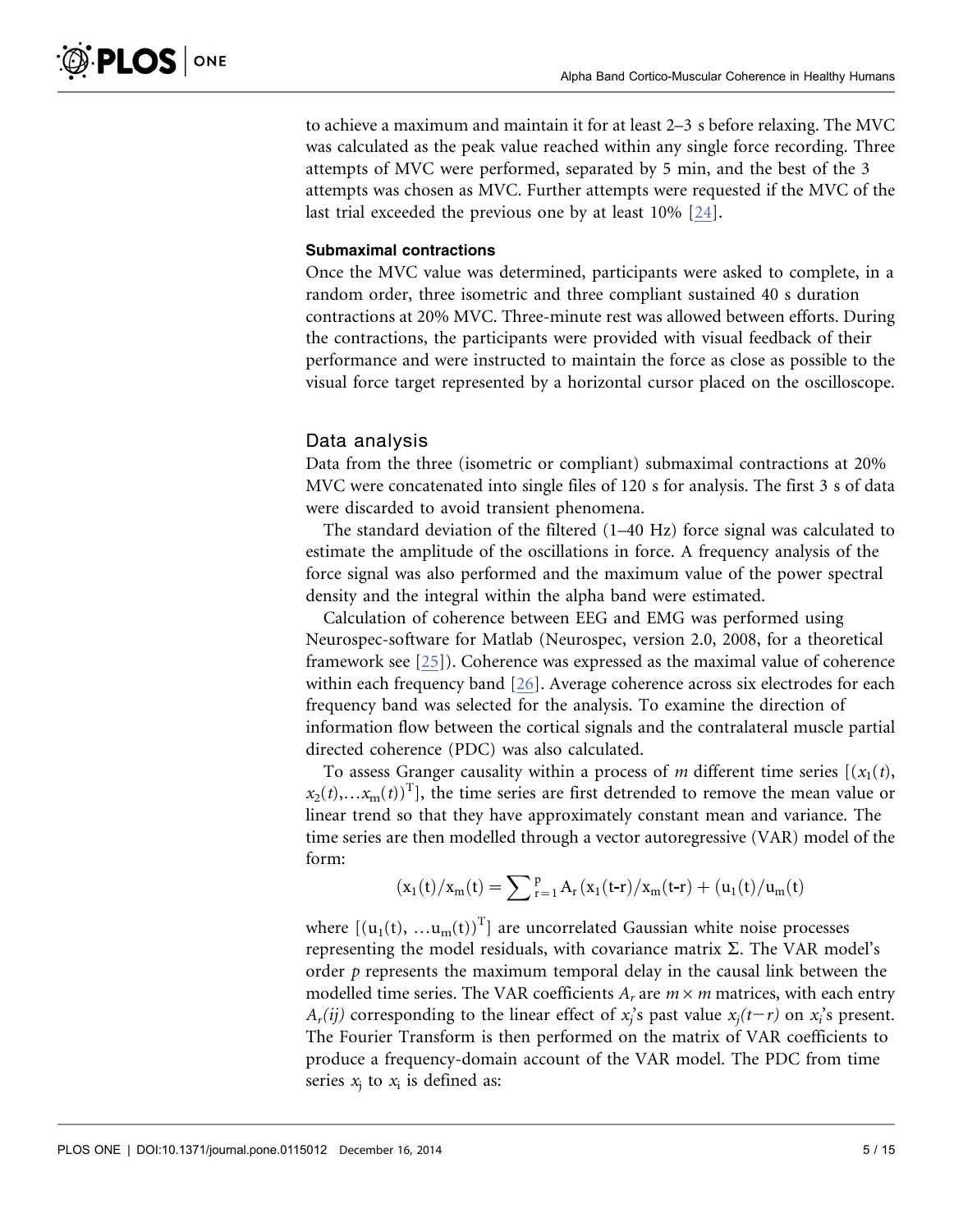to achieve a maximum and maintain it for at least 2–3 s before relaxing. The MVC was calculated as the peak value reached within any single force recording. Three attempts of MVC were performed, separated by 5 min, and the best of the 3 attempts was chosen as MVC. Further attempts were requested if the MVC of the last trial exceeded the previous one by at least 10% [24].

#### Submaximal contractions

Once the MVC value was determined, participants were asked to complete, in a random order, three isometric and three compliant sustained 40 s duration contractions at 20% MVC. Three-minute rest was allowed between efforts. During the contractions, the participants were provided with visual feedback of their performance and were instructed to maintain the force as close as possible to the visual force target represented by a horizontal cursor placed on the oscilloscope.

### Data analysis

Data from the three (isometric or compliant) submaximal contractions at 20% MVC were concatenated into single files of 120 s for analysis. The first 3 s of data were discarded to avoid transient phenomena.

The standard deviation of the filtered (1–40 Hz) force signal was calculated to estimate the amplitude of the oscillations in force. A frequency analysis of the force signal was also performed and the maximum value of the power spectral density and the integral within the alpha band were estimated.

Calculation of coherence between EEG and EMG was performed using Neurospec-software for Matlab (Neurospec, version 2.0, 2008, for a theoretical framework see [25]). Coherence was expressed as the maximal value of coherence within each frequency band [26]. Average coherence across six electrodes for each frequency band was selected for the analysis. To examine the direction of information flow between the cortical signals and the contralateral muscle partial directed coherence (PDC) was also calculated.

To assess Granger causality within a process of $m$ different time series $[(x_1(t), x_2(t),\ldots x_m(t))^T]$, the time series are first detrended to remove the mean value or linear trend so that they have approximately constant mean and variance. The time series are then modelled through a vector autoregressive (VAR) model of the form:

$$(x_1(t)/x_m(t) = \sum\nolimits_{r=1}^{p} A_r\,(x_1(t\text{-}r)/x_m(t\text{-}r) + (u_1(t)/u_m(t)$$

where $[(u_1(t), \ldots u_m(t))^T]$ are uncorrelated Gaussian white noise processes representing the model residuals, with covariance matrix $\Sigma$. The VAR model's order $p$ represents the maximum temporal delay in the causal link between the modelled time series. The VAR coefficients $A_r$ are $m \times m$ matrices, with each entry $A_r(ij)$ corresponding to the linear effect of $x_j$'s past value $x_j(t-r)$ on $x_i$'s present. The Fourier Transform is then performed on the matrix of VAR coefficients to produce a frequency-domain account of the VAR model. The PDC from time series $x_j$ to $x_i$ is defined as: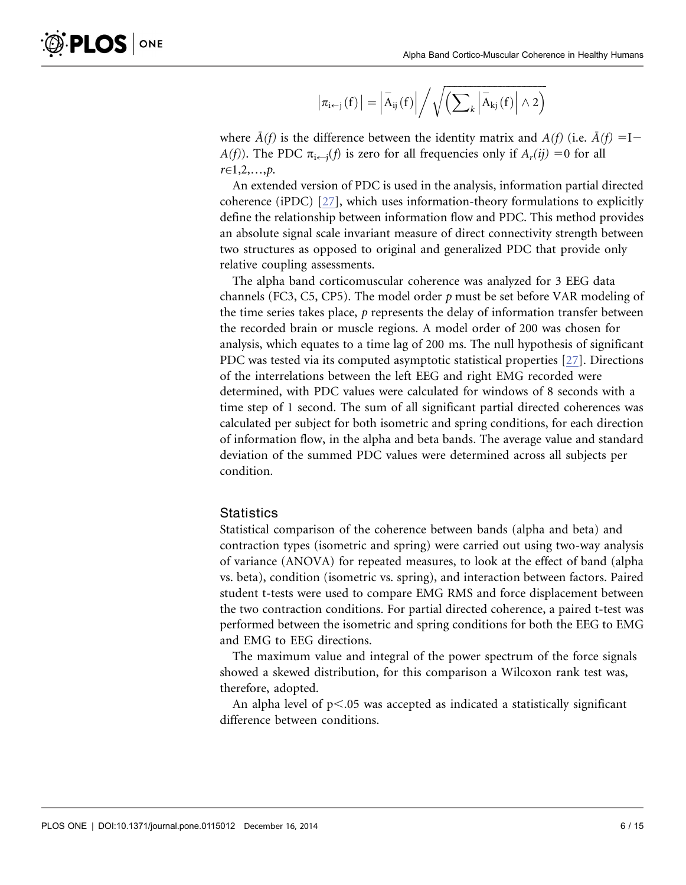$$\left|\pi_{i\leftarrow j}(f)\right| = \left|\bar{A}_{ij}(f)\right| \Big/ \sqrt{\left(\sum_k \left|\bar{A}_{kj}(f)\right| \wedge 2\right)}$$

where $\bar{A}(f)$ is the difference between the identity matrix and $A(f)$ (i.e. $\bar{A}(f) = I - A(f)$). The PDC $\pi_{i\leftarrow j}(f)$ is zero for all frequencies only if $A_r(ij) = 0$ for all $r \in 1,2,\ldots,p$.

An extended version of PDC is used in the analysis, information partial directed coherence (iPDC) [27], which uses information-theory formulations to explicitly define the relationship between information flow and PDC. This method provides an absolute signal scale invariant measure of direct connectivity strength between two structures as opposed to original and generalized PDC that provide only relative coupling assessments.

The alpha band corticomuscular coherence was analyzed for 3 EEG data channels (FC3, C5, CP5). The model order $p$ must be set before VAR modeling of the time series takes place, $p$ represents the delay of information transfer between the recorded brain or muscle regions. A model order of 200 was chosen for analysis, which equates to a time lag of 200 ms. The null hypothesis of significant PDC was tested via its computed asymptotic statistical properties [27]. Directions of the interrelations between the left EEG and right EMG recorded were determined, with PDC values were calculated for windows of 8 seconds with a time step of 1 second. The sum of all significant partial directed coherences was calculated per subject for both isometric and spring conditions, for each direction of information flow, in the alpha and beta bands. The average value and standard deviation of the summed PDC values were determined across all subjects per condition.

## Statistics

Statistical comparison of the coherence between bands (alpha and beta) and contraction types (isometric and spring) were carried out using two-way analysis of variance (ANOVA) for repeated measures, to look at the effect of band (alpha vs. beta), condition (isometric vs. spring), and interaction between factors. Paired student t-tests were used to compare EMG RMS and force displacement between the two contraction conditions. For partial directed coherence, a paired t-test was performed between the isometric and spring conditions for both the EEG to EMG and EMG to EEG directions.

The maximum value and integral of the power spectrum of the force signals showed a skewed distribution, for this comparison a Wilcoxon rank test was, therefore, adopted.

An alpha level of $p < .05$ was accepted as indicated a statistically significant difference between conditions.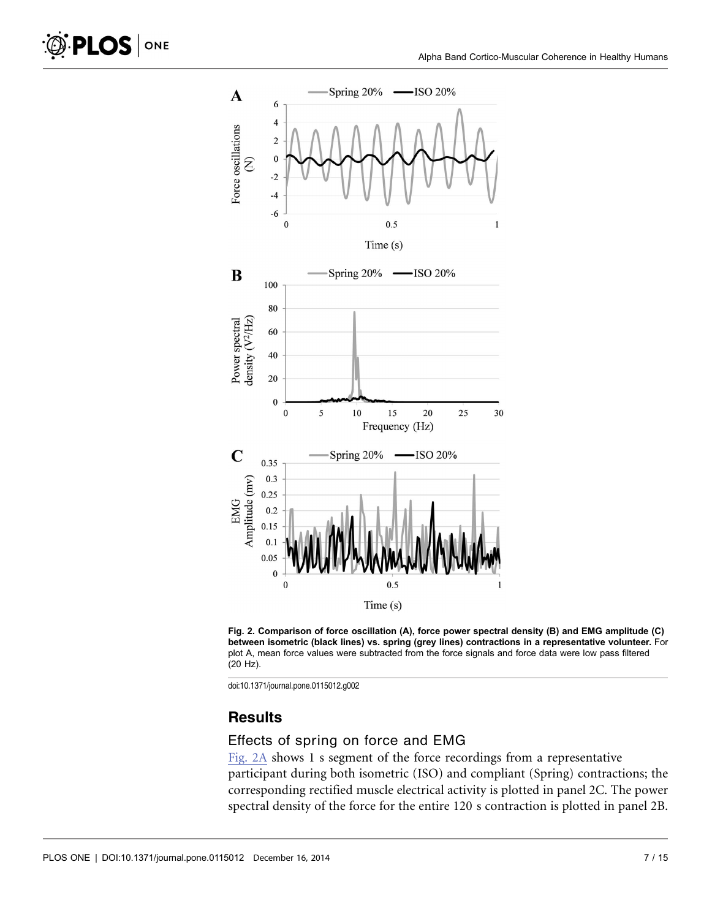Fig. 2. Comparison of force oscillation (A), force power spectral density (B) and EMG amplitude (C) between isometric (black lines) vs. spring (grey lines) contractions in a representative volunteer. For plot A, mean force values were subtracted from the force signals and force data were low pass filtered (20 Hz).

doi:10.1371/journal.pone.0115012.g002

## Results

### Effects of spring on force and EMG

Fig. 2A shows 1 s segment of the force recordings from a representative participant during both isometric (ISO) and compliant (Spring) contractions; the corresponding rectified muscle electrical activity is plotted in panel 2C. The power spectral density of the force for the entire 120 s contraction is plotted in panel 2B.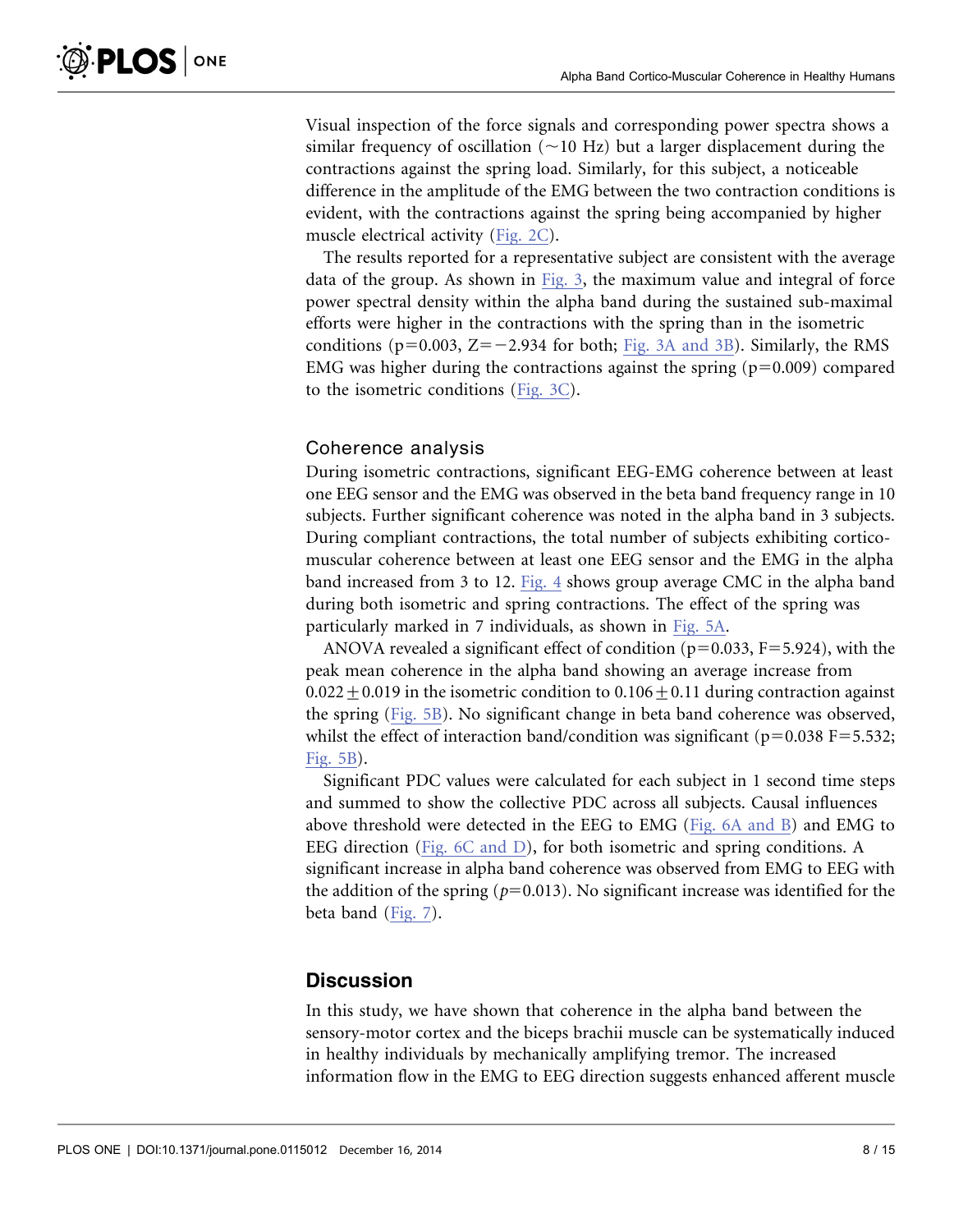Visual inspection of the force signals and corresponding power spectra shows a similar frequency of oscillation (~10 Hz) but a larger displacement during the contractions against the spring load. Similarly, for this subject, a noticeable difference in the amplitude of the EMG between the two contraction conditions is evident, with the contractions against the spring being accompanied by higher muscle electrical activity (Fig. 2C).

The results reported for a representative subject are consistent with the average data of the group. As shown in Fig. 3, the maximum value and integral of force power spectral density within the alpha band during the sustained sub-maximal efforts were higher in the contractions with the spring than in the isometric conditions ($p=0.003$, $Z=-2.934$ for both; Fig. 3A and 3B). Similarly, the RMS EMG was higher during the contractions against the spring ($p=0.009$) compared to the isometric conditions (Fig. 3C).

### Coherence analysis

During isometric contractions, significant EEG-EMG coherence between at least one EEG sensor and the EMG was observed in the beta band frequency range in 10 subjects. Further significant coherence was noted in the alpha band in 3 subjects. During compliant contractions, the total number of subjects exhibiting cortico-muscular coherence between at least one EEG sensor and the EMG in the alpha band increased from 3 to 12. Fig. 4 shows group average CMC in the alpha band during both isometric and spring contractions. The effect of the spring was particularly marked in 7 individuals, as shown in Fig. 5A.

ANOVA revealed a significant effect of condition ($p=0.033$, $F=5.924$), with the peak mean coherence in the alpha band showing an average increase from $0.022 \pm 0.019$ in the isometric condition to $0.106 \pm 0.11$ during contraction against the spring (Fig. 5B). No significant change in beta band coherence was observed, whilst the effect of interaction band/condition was significant ($p=0.038$ $F=5.532$; Fig. 5B).

Significant PDC values were calculated for each subject in 1 second time steps and summed to show the collective PDC across all subjects. Causal influences above threshold were detected in the EEG to EMG (Fig. 6A and B) and EMG to EEG direction (Fig. 6C and D), for both isometric and spring conditions. A significant increase in alpha band coherence was observed from EMG to EEG with the addition of the spring ($p=0.013$). No significant increase was identified for the beta band (Fig. 7).

## Discussion

In this study, we have shown that coherence in the alpha band between the sensory-motor cortex and the biceps brachii muscle can be systematically induced in healthy individuals by mechanically amplifying tremor. The increased information flow in the EMG to EEG direction suggests enhanced afferent muscle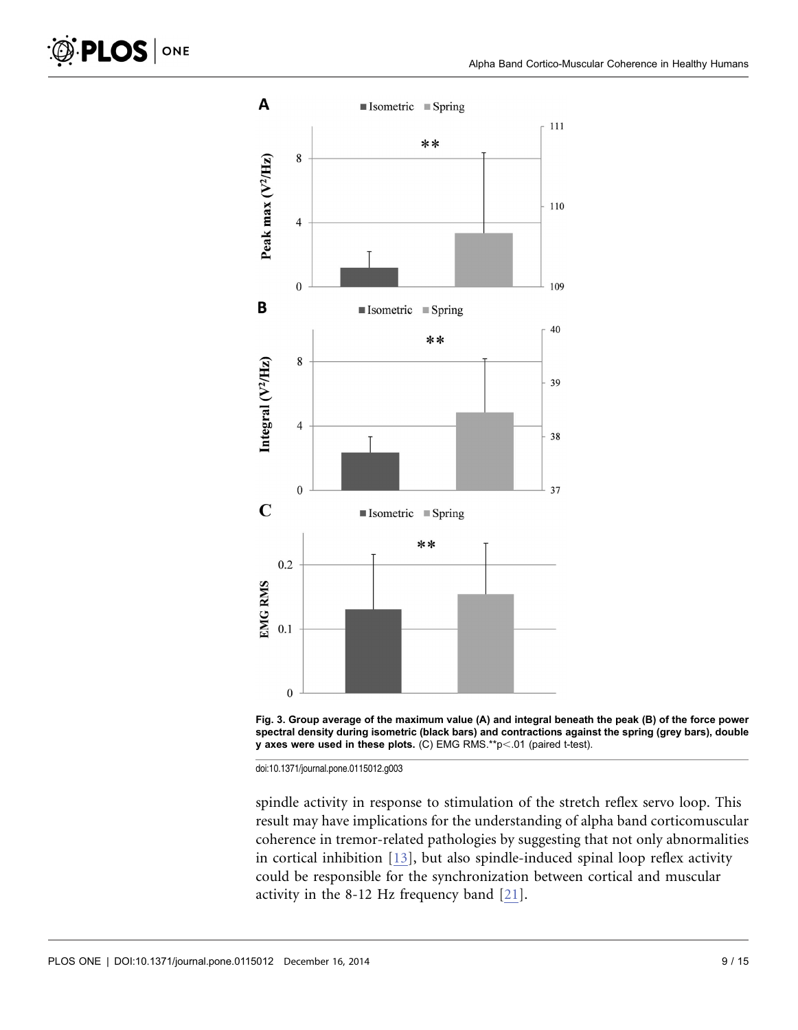Fig. 3. **Group average of the maximum value (A) and integral beneath the peak (B) of the force power spectral density during isometric (black bars) and contractions against the spring (grey bars), double y axes were used in these plots.** (C) EMG RMS.**p<.01 (paired t-test).

doi:10.1371/journal.pone.0115012.g003

spindle activity in response to stimulation of the stretch reflex servo loop. This result may have implications for the understanding of alpha band corticomuscular coherence in tremor-related pathologies by suggesting that not only abnormalities in cortical inhibition [13], but also spindle-induced spinal loop reflex activity could be responsible for the synchronization between cortical and muscular activity in the 8-12 Hz frequency band [21].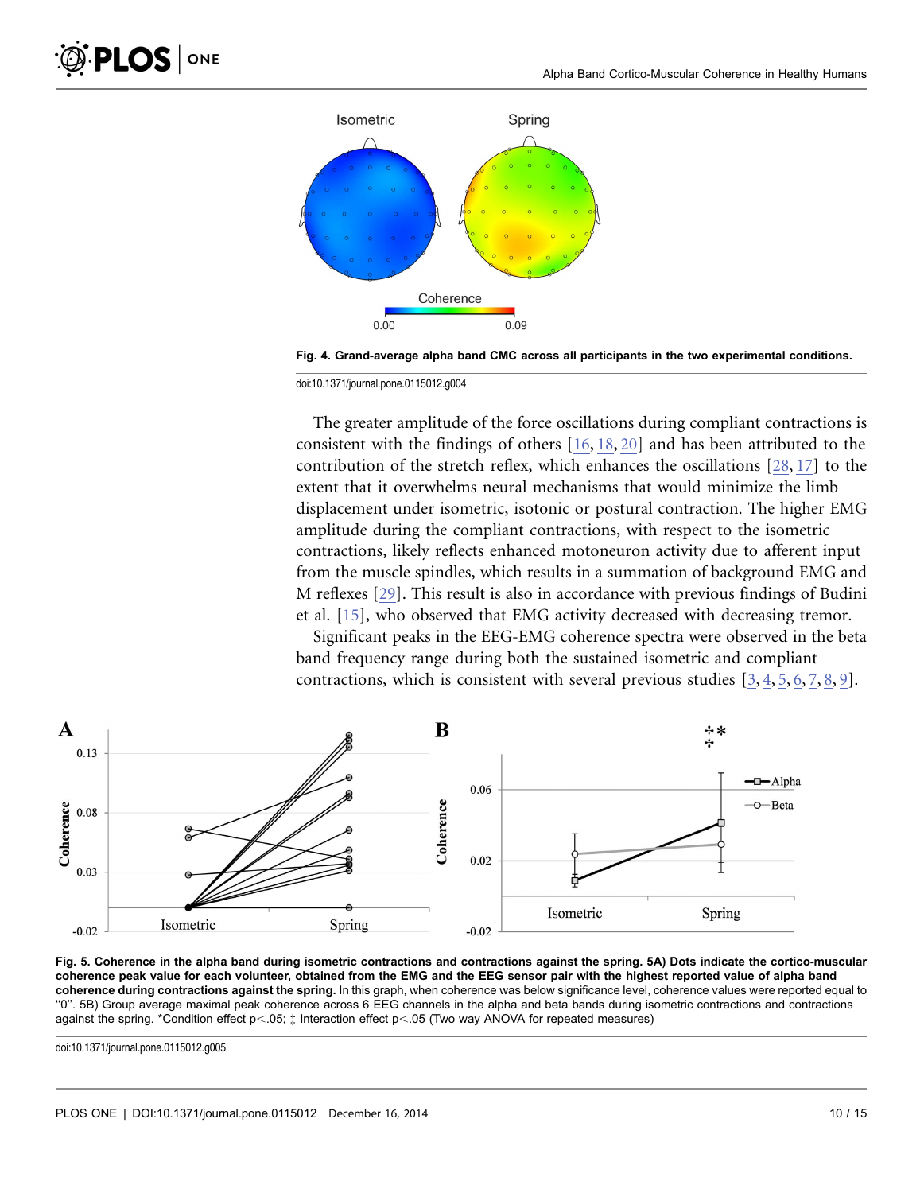Fig. 4. Grand-average alpha band CMC across all participants in the two experimental conditions.

doi:10.1371/journal.pone.0115012.g004

The greater amplitude of the force oscillations during compliant contractions is consistent with the findings of others [16, 18, 20] and has been attributed to the contribution of the stretch reflex, which enhances the oscillations [28, 17] to the extent that it overwhelms neural mechanisms that would minimize the limb displacement under isometric, isotonic or postural contraction. The higher EMG amplitude during the compliant contractions, with respect to the isometric contractions, likely reflects enhanced motoneuron activity due to afferent input from the muscle spindles, which results in a summation of background EMG and M reflexes [29]. This result is also in accordance with previous findings of Budini et al. [15], who observed that EMG activity decreased with decreasing tremor.

Significant peaks in the EEG-EMG coherence spectra were observed in the beta band frequency range during both the sustained isometric and compliant contractions, which is consistent with several previous studies [3, 4, 5, 6, 7, 8, 9].

**Fig. 5. Coherence in the alpha band during isometric contractions and contractions against the spring. 5A) Dots indicate the cortico-muscular coherence peak value for each volunteer, obtained from the EMG and the EEG sensor pair with the highest reported value of alpha band coherence during contractions against the spring.** In this graph, when coherence was below significance level, coherence values were reported equal to "0". 5B) Group average maximal peak coherence across 6 EEG channels in the alpha and beta bands during isometric contractions and contractions against the spring. *Condition effect $p<.05$; ‡ Interaction effect $p<.05$ (Two way ANOVA for repeated measures)

doi:10.1371/journal.pone.0115012.g005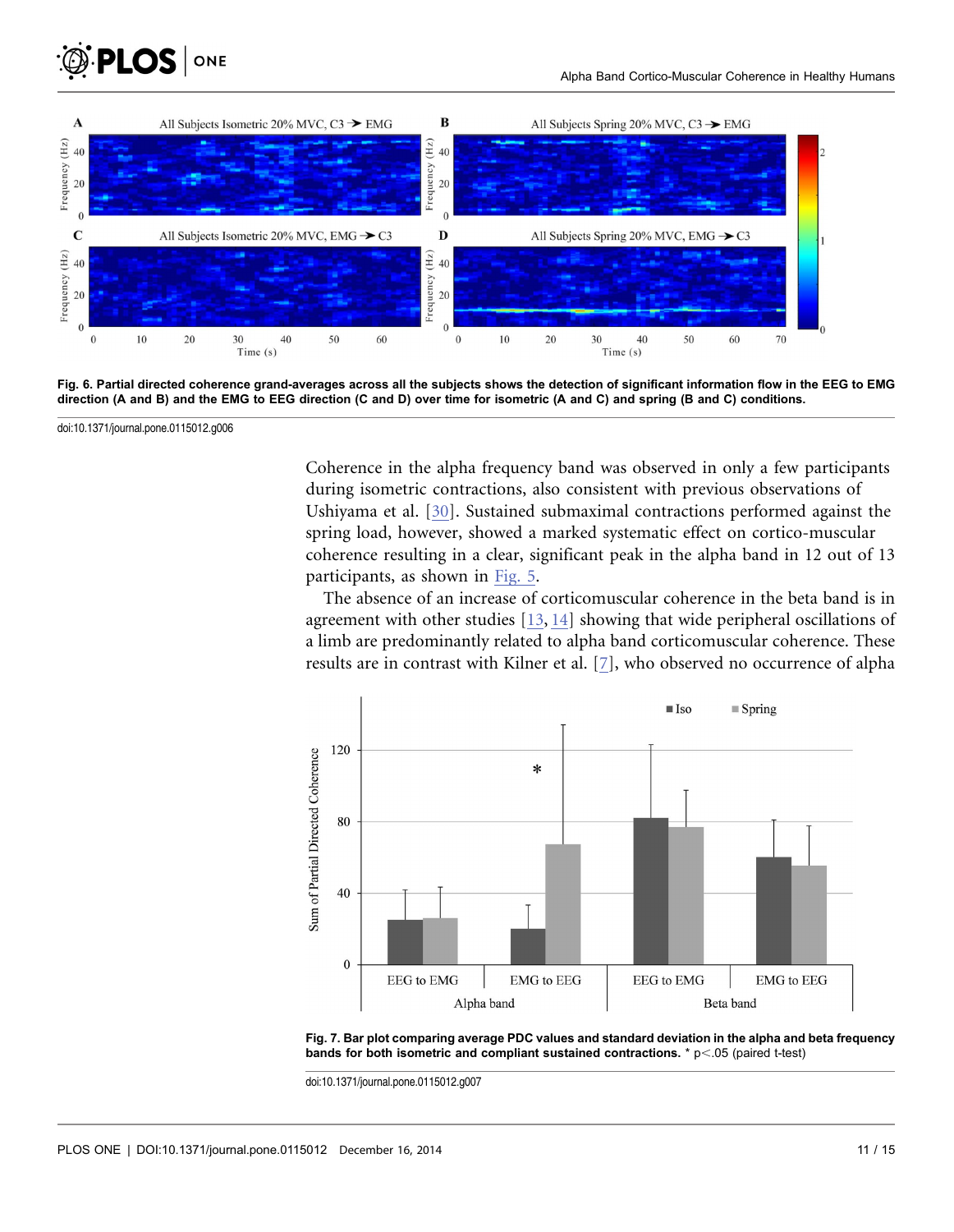Fig. 6. Partial directed coherence grand-averages across all the subjects shows the detection of significant information flow in the EEG to EMG direction (A and B) and the EMG to EEG direction (C and D) over time for isometric (A and C) and spring (B and C) conditions.

doi:10.1371/journal.pone.0115012.g006

Coherence in the alpha frequency band was observed in only a few participants during isometric contractions, also consistent with previous observations of Ushiyama et al. [30]. Sustained submaximal contractions performed against the spring load, however, showed a marked systematic effect on cortico-muscular coherence resulting in a clear, significant peak in the alpha band in 12 out of 13 participants, as shown in Fig. 5.

The absence of an increase of corticomuscular coherence in the beta band is in agreement with other studies [13, 14] showing that wide peripheral oscillations of a limb are predominantly related to alpha band corticomuscular coherence. These results are in contrast with Kilner et al. [7], who observed no occurrence of alpha

Fig. 7. Bar plot comparing average PDC values and standard deviation in the alpha and beta frequency bands for both isometric and compliant sustained contractions. * $p<.05$ (paired t-test)

doi:10.1371/journal.pone.0115012.g007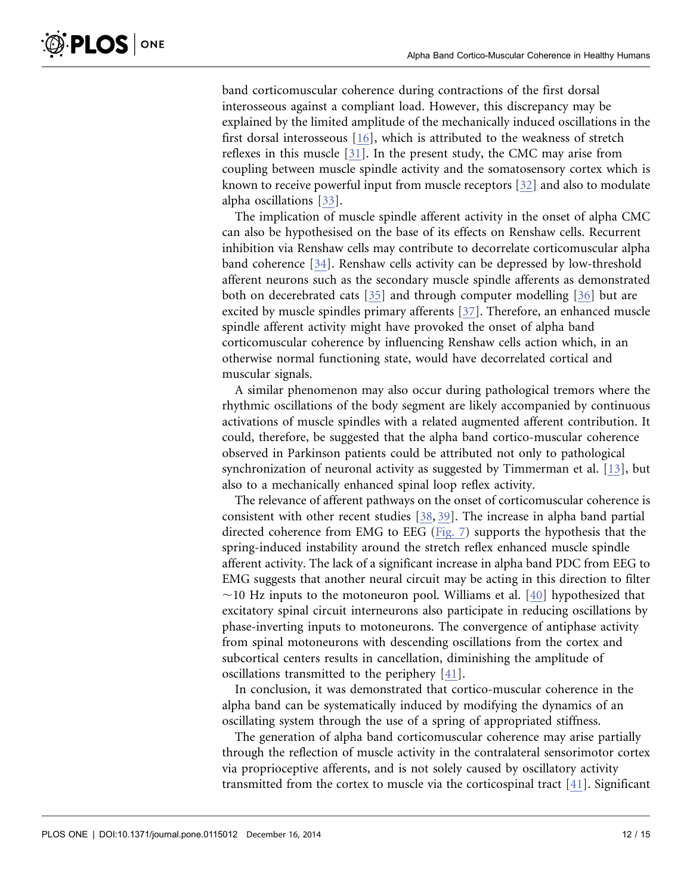band corticomuscular coherence during contractions of the first dorsal interosseous against a compliant load. However, this discrepancy may be explained by the limited amplitude of the mechanically induced oscillations in the first dorsal interosseous [16], which is attributed to the weakness of stretch reflexes in this muscle [31]. In the present study, the CMC may arise from coupling between muscle spindle activity and the somatosensory cortex which is known to receive powerful input from muscle receptors [32] and also to modulate alpha oscillations [33].

The implication of muscle spindle afferent activity in the onset of alpha CMC can also be hypothesised on the base of its effects on Renshaw cells. Recurrent inhibition via Renshaw cells may contribute to decorrelate corticomuscular alpha band coherence [34]. Renshaw cells activity can be depressed by low-threshold afferent neurons such as the secondary muscle spindle afferents as demonstrated both on decerebrated cats [35] and through computer modelling [36] but are excited by muscle spindles primary afferents [37]. Therefore, an enhanced muscle spindle afferent activity might have provoked the onset of alpha band corticomuscular coherence by influencing Renshaw cells action which, in an otherwise normal functioning state, would have decorrelated cortical and muscular signals.

A similar phenomenon may also occur during pathological tremors where the rhythmic oscillations of the body segment are likely accompanied by continuous activations of muscle spindles with a related augmented afferent contribution. It could, therefore, be suggested that the alpha band cortico-muscular coherence observed in Parkinson patients could be attributed not only to pathological synchronization of neuronal activity as suggested by Timmerman et al. [13], but also to a mechanically enhanced spinal loop reflex activity.

The relevance of afferent pathways on the onset of corticomuscular coherence is consistent with other recent studies [38, 39]. The increase in alpha band partial directed coherence from EMG to EEG (Fig. 7) supports the hypothesis that the spring-induced instability around the stretch reflex enhanced muscle spindle afferent activity. The lack of a significant increase in alpha band PDC from EEG to EMG suggests that another neural circuit may be acting in this direction to filter ~10 Hz inputs to the motoneuron pool. Williams et al. [40] hypothesized that excitatory spinal circuit interneurons also participate in reducing oscillations by phase-inverting inputs to motoneurons. The convergence of antiphase activity from spinal motoneurons with descending oscillations from the cortex and subcortical centers results in cancellation, diminishing the amplitude of oscillations transmitted to the periphery [41].

In conclusion, it was demonstrated that cortico-muscular coherence in the alpha band can be systematically induced by modifying the dynamics of an oscillating system through the use of a spring of appropriated stiffness.

The generation of alpha band corticomuscular coherence may arise partially through the reflection of muscle activity in the contralateral sensorimotor cortex via proprioceptive afferents, and is not solely caused by oscillatory activity transmitted from the cortex to muscle via the corticospinal tract [41]. Significant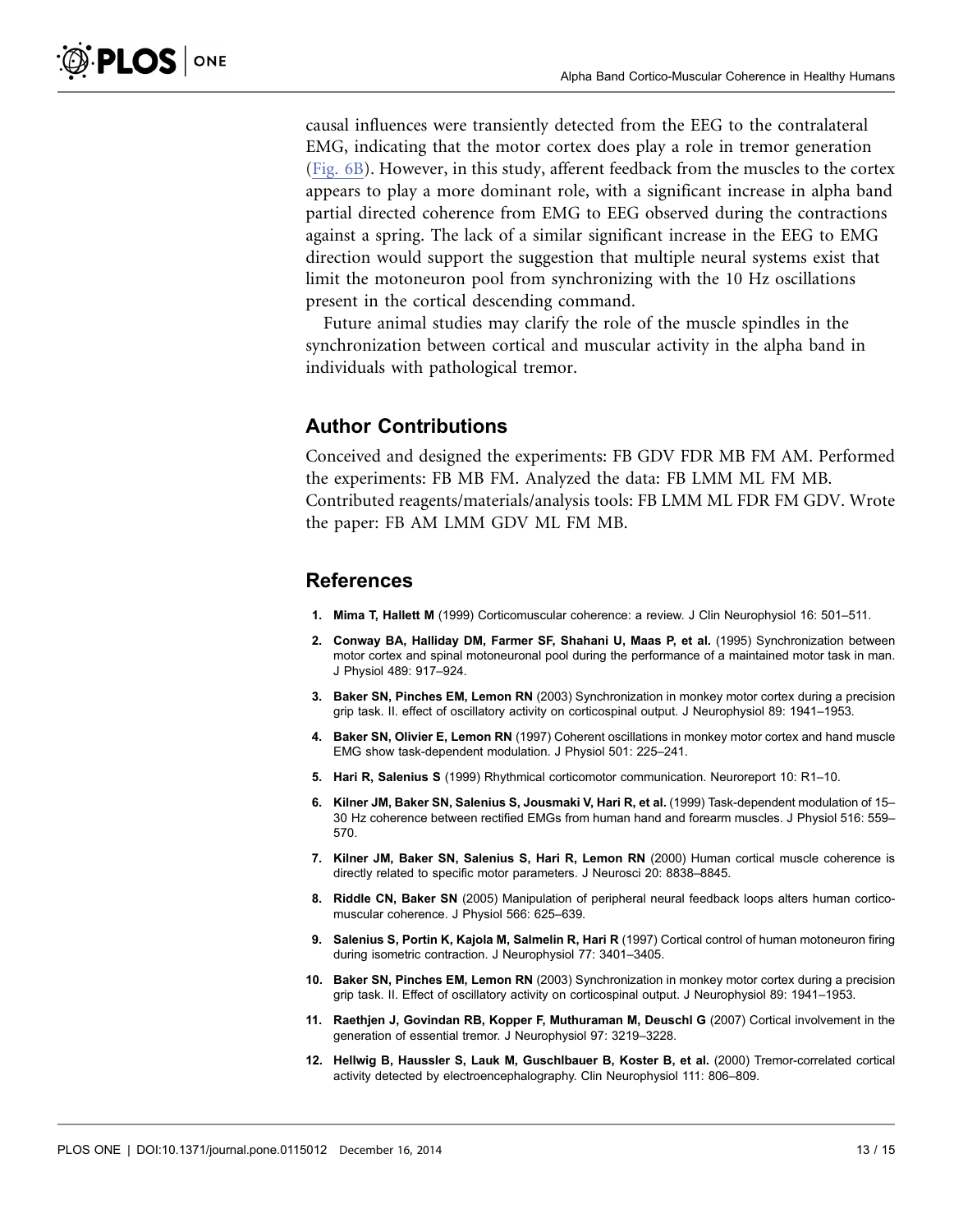causal influences were transiently detected from the EEG to the contralateral EMG, indicating that the motor cortex does play a role in tremor generation (Fig. 6B). However, in this study, afferent feedback from the muscles to the cortex appears to play a more dominant role, with a significant increase in alpha band partial directed coherence from EMG to EEG observed during the contractions against a spring. The lack of a similar significant increase in the EEG to EMG direction would support the suggestion that multiple neural systems exist that limit the motoneuron pool from synchronizing with the 10 Hz oscillations present in the cortical descending command.

Future animal studies may clarify the role of the muscle spindles in the synchronization between cortical and muscular activity in the alpha band in individuals with pathological tremor.

## Author Contributions

Conceived and designed the experiments: FB GDV FDR MB FM AM. Performed the experiments: FB MB FM. Analyzed the data: FB LMM ML FM MB. Contributed reagents/materials/analysis tools: FB LMM ML FDR FM GDV. Wrote the paper: FB AM LMM GDV ML FM MB.

## References

1. **Mima T, Hallett M** (1999) Corticomuscular coherence: a review. J Clin Neurophysiol 16: 501–511.
2. **Conway BA, Halliday DM, Farmer SF, Shahani U, Maas P, et al.** (1995) Synchronization between motor cortex and spinal motoneuronal pool during the performance of a maintained motor task in man. J Physiol 489: 917–924.
3. **Baker SN, Pinches EM, Lemon RN** (2003) Synchronization in monkey motor cortex during a precision grip task. II. effect of oscillatory activity on corticospinal output. J Neurophysiol 89: 1941–1953.
4. **Baker SN, Olivier E, Lemon RN** (1997) Coherent oscillations in monkey motor cortex and hand muscle EMG show task-dependent modulation. J Physiol 501: 225–241.
5. **Hari R, Salenius S** (1999) Rhythmical corticomotor communication. Neuroreport 10: R1–10.
6. **Kilner JM, Baker SN, Salenius S, Jousmaki V, Hari R, et al.** (1999) Task-dependent modulation of 15–30 Hz coherence between rectified EMGs from human hand and forearm muscles. J Physiol 516: 559–570.
7. **Kilner JM, Baker SN, Salenius S, Hari R, Lemon RN** (2000) Human cortical muscle coherence is directly related to specific motor parameters. J Neurosci 20: 8838–8845.
8. **Riddle CN, Baker SN** (2005) Manipulation of peripheral neural feedback loops alters human cortico-muscular coherence. J Physiol 566: 625–639.
9. **Salenius S, Portin K, Kajola M, Salmelin R, Hari R** (1997) Cortical control of human motoneuron firing during isometric contraction. J Neurophysiol 77: 3401–3405.
10. **Baker SN, Pinches EM, Lemon RN** (2003) Synchronization in monkey motor cortex during a precision grip task. II. Effect of oscillatory activity on corticospinal output. J Neurophysiol 89: 1941–1953.
11. **Raethjen J, Govindan RB, Kopper F, Muthuraman M, Deuschl G** (2007) Cortical involvement in the generation of essential tremor. J Neurophysiol 97: 3219–3228.
12. **Hellwig B, Haussler S, Lauk M, Guschlbauer B, Koster B, et al.** (2000) Tremor-correlated cortical activity detected by electroencephalography. Clin Neurophysiol 111: 806–809.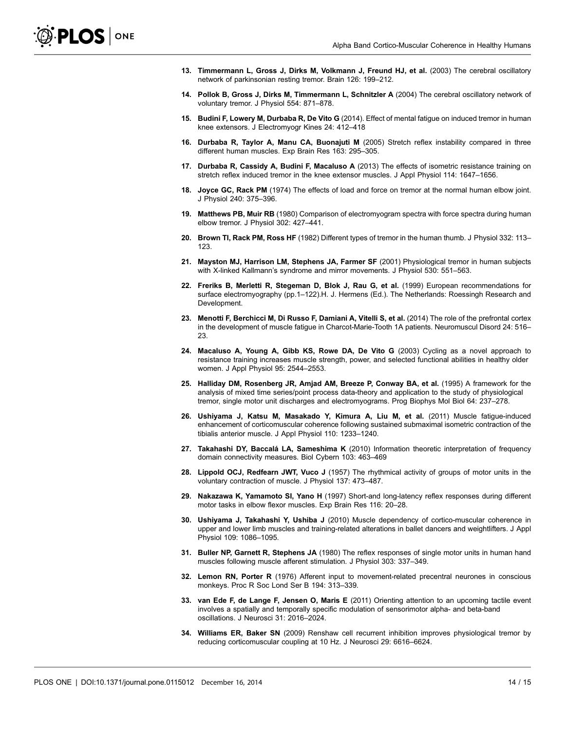13. **Timmermann L, Gross J, Dirks M, Volkmann J, Freund HJ, et al.** (2003) The cerebral oscillatory network of parkinsonian resting tremor. Brain 126: 199–212.

14. **Pollok B, Gross J, Dirks M, Timmermann L, Schnitzler A** (2004) The cerebral oscillatory network of voluntary tremor. J Physiol 554: 871–878.

15. **Budini F, Lowery M, Durbaba R, De Vito G** (2014). Effect of mental fatigue on induced tremor in human knee extensors. J Electromyogr Kines 24: 412–418

16. **Durbaba R, Taylor A, Manu CA, Buonajuti M** (2005) Stretch reflex instability compared in three different human muscles. Exp Brain Res 163: 295–305.

17. **Durbaba R, Cassidy A, Budini F, Macaluso A** (2013) The effects of isometric resistance training on stretch reflex induced tremor in the knee extensor muscles. J Appl Physiol 114: 1647–1656.

18. **Joyce GC, Rack PM** (1974) The effects of load and force on tremor at the normal human elbow joint. J Physiol 240: 375–396.

19. **Matthews PB, Muir RB** (1980) Comparison of electromyogram spectra with force spectra during human elbow tremor. J Physiol 302: 427–441.

20. **Brown TI, Rack PM, Ross HF** (1982) Different types of tremor in the human thumb. J Physiol 332: 113–123.

21. **Mayston MJ, Harrison LM, Stephens JA, Farmer SF** (2001) Physiological tremor in human subjects with X-linked Kallmann's syndrome and mirror movements. J Physiol 530: 551–563.

22. **Freriks B, Merletti R, Stegeman D, Blok J, Rau G, et al.** (1999) European recommendations for surface electromyography (pp.1–122).H. J. Hermens (Ed.). The Netherlands: Roessingh Research and Development.

23. **Menotti F, Berchicci M, Di Russo F, Damiani A, Vitelli S, et al.** (2014) The role of the prefrontal cortex in the development of muscle fatigue in Charcot-Marie-Tooth 1A patients. Neuromuscul Disord 24: 516–23.

24. **Macaluso A, Young A, Gibb KS, Rowe DA, De Vito G** (2003) Cycling as a novel approach to resistance training increases muscle strength, power, and selected functional abilities in healthy older women. J Appl Physiol 95: 2544–2553.

25. **Halliday DM, Rosenberg JR, Amjad AM, Breeze P, Conway BA, et al.** (1995) A framework for the analysis of mixed time series/point process data-theory and application to the study of physiological tremor, single motor unit discharges and electromyograms. Prog Biophys Mol Biol 64: 237–278.

26. **Ushiyama J, Katsu M, Masakado Y, Kimura A, Liu M, et al.** (2011) Muscle fatigue-induced enhancement of corticomuscular coherence following sustained submaximal isometric contraction of the tibialis anterior muscle. J Appl Physiol 110: 1233–1240.

27. **Takahashi DY, Baccalá LA, Sameshima K** (2010) Information theoretic interpretation of frequency domain connectivity measures. Biol Cybern 103: 463–469

28. **Lippold OCJ, Redfearn JWT, Vuco J** (1957) The rhythmical activity of groups of motor units in the voluntary contraction of muscle. J Physiol 137: 473–487.

29. **Nakazawa K, Yamamoto SI, Yano H** (1997) Short-and long-latency reflex responses during different motor tasks in elbow flexor muscles. Exp Brain Res 116: 20–28.

30. **Ushiyama J, Takahashi Y, Ushiba J** (2010) Muscle dependency of cortico-muscular coherence in upper and lower limb muscles and training-related alterations in ballet dancers and weightlifters. J Appl Physiol 109: 1086–1095.

31. **Buller NP, Garnett R, Stephens JA** (1980) The reflex responses of single motor units in human hand muscles following muscle afferent stimulation. J Physiol 303: 337–349.

32. **Lemon RN, Porter R** (1976) Afferent input to movement-related precentral neurones in conscious monkeys. Proc R Soc Lond Ser B 194: 313–339.

33. **van Ede F, de Lange F, Jensen O, Maris E** (2011) Orienting attention to an upcoming tactile event involves a spatially and temporally specific modulation of sensorimotor alpha- and beta-band oscillations. J Neurosci 31: 2016–2024.

34. **Williams ER, Baker SN** (2009) Renshaw cell recurrent inhibition improves physiological tremor by reducing corticomuscular coupling at 10 Hz. J Neurosci 29: 6616–6624.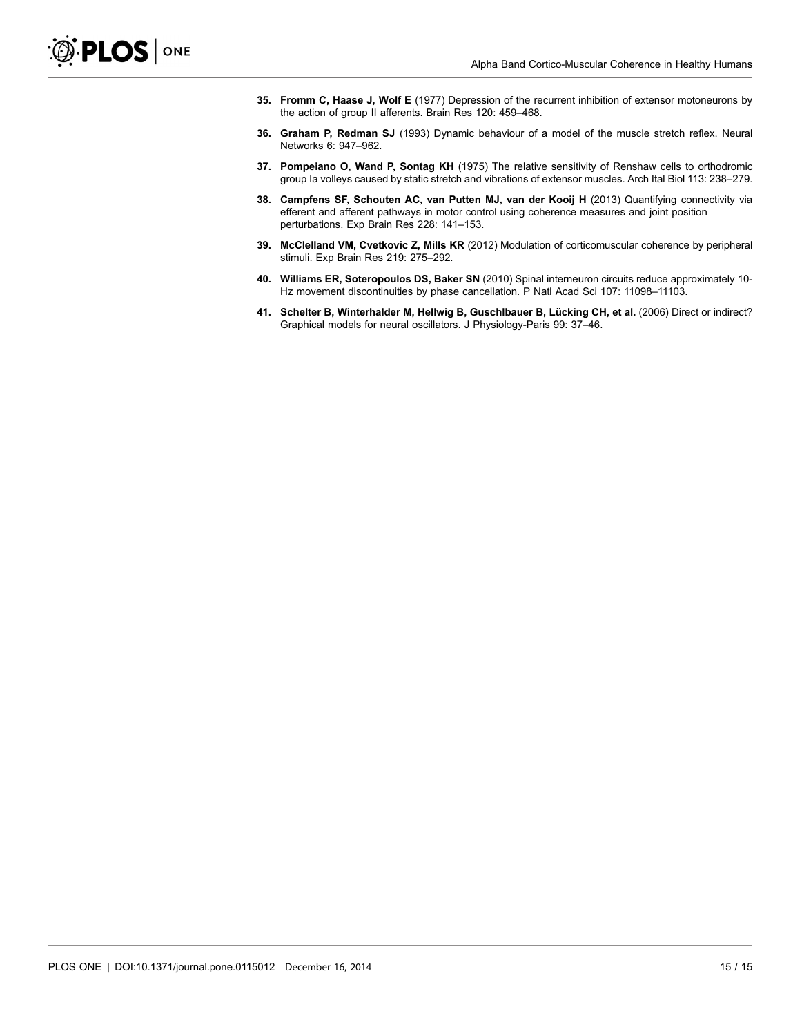35. **Fromm C, Haase J, Wolf E** (1977) Depression of the recurrent inhibition of extensor motoneurons by the action of group II afferents. Brain Res 120: 459–468.

36. **Graham P, Redman SJ** (1993) Dynamic behaviour of a model of the muscle stretch reflex. Neural Networks 6: 947–962.

37. **Pompeiano O, Wand P, Sontag KH** (1975) The relative sensitivity of Renshaw cells to orthodromic group Ia volleys caused by static stretch and vibrations of extensor muscles. Arch Ital Biol 113: 238–279.

38. **Campfens SF, Schouten AC, van Putten MJ, van der Kooij H** (2013) Quantifying connectivity via efferent and afferent pathways in motor control using coherence measures and joint position perturbations. Exp Brain Res 228: 141–153.

39. **McClelland VM, Cvetkovic Z, Mills KR** (2012) Modulation of corticomuscular coherence by peripheral stimuli. Exp Brain Res 219: 275–292.

40. **Williams ER, Soteropoulos DS, Baker SN** (2010) Spinal interneuron circuits reduce approximately 10-Hz movement discontinuities by phase cancellation. P Natl Acad Sci 107: 11098–11103.

41. **Schelter B, Winterhalder M, Hellwig B, Guschlbauer B, Lücking CH, et al.** (2006) Direct or indirect? Graphical models for neural oscillators. J Physiology-Paris 99: 37–46.